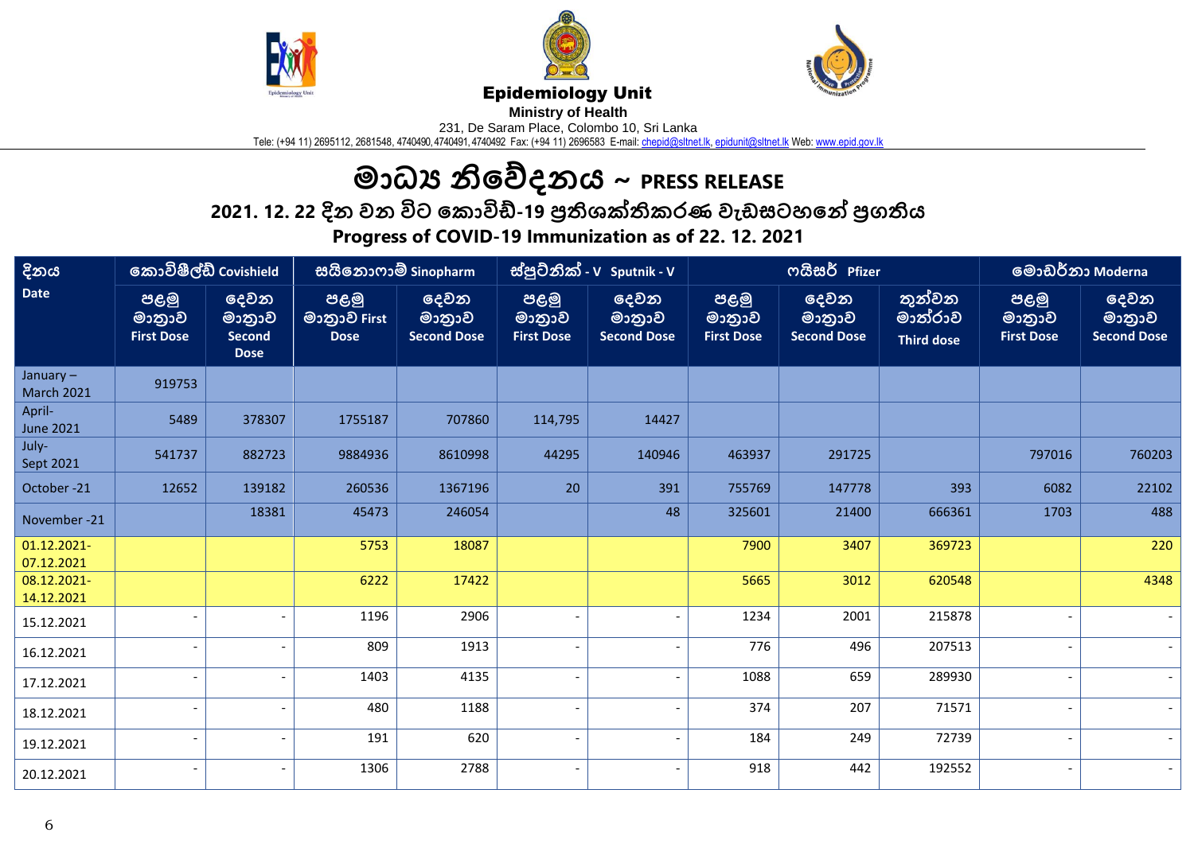**Epidemiology Unit**

**Ministry of Health**

231, De Saram Place, Colombo 10, Sri Lanka

Tele: (+94 11) 2695112, 2681548, 4740490, 4740491, 4740492 Fax: (+94 11) 2696583 E-mail: chepid@sltnet.lk, epidunit@sltnet.lk Web: www.epid.gov.lk

# මාධ්‍ය නිවේදනය ~ PRESS RELEASE

## 2021. 12. 22 දින වන විට කොවිඩ්-19 ප්‍රතිශක්තිකරණ වැඩසටහනේ ප්‍රගතිය

## Progress of COVID-19 Immunization as of 22. 12. 2021

| දිනය Date | කොවිෂීල්ඩ් Covishield | | සයිනොෆාම් Sinopharm | | ස්පුට්නික් - V Sputnik - V | | ෆයිසර් Pfizer | | | මොඩර්නා Moderna | |
|---|---|---|---|---|---|---|---|---|---|---|---|
| | පළමු මාත්‍රාව First Dose | දෙවන මාත්‍රාව Second Dose | පළමු මාත්‍රාව First Dose | දෙවන මාත්‍රාව Second Dose | පළමු මාත්‍රාව First Dose | දෙවන මාත්‍රාව Second Dose | පළමු මාත්‍රාව First Dose | දෙවන මාත්‍රාව Second Dose | තුන්වන මාත්රාව Third dose | පළමු මාත්‍රාව First Dose | දෙවන මාත්‍රාව Second Dose |
| January – March 2021 | 919753 | | | | | | | | | | |
| April- June 2021 | 5489 | 378307 | 1755187 | 707860 | 114,795 | 14427 | | | | | |
| July- Sept 2021 | 541737 | 882723 | 9884936 | 8610998 | 44295 | 140946 | 463937 | 291725 | | 797016 | 760203 |
| October -21 | 12652 | 139182 | 260536 | 1367196 | 20 | 391 | 755769 | 147778 | 393 | 6082 | 22102 |
| November -21 | | 18381 | 45473 | 246054 | | 48 | 325601 | 21400 | 666361 | 1703 | 488 |
| 01.12.2021-07.12.2021 | | | 5753 | 18087 | | | 7900 | 3407 | 369723 | | 220 |
| 08.12.2021-14.12.2021 | | | 6222 | 17422 | | | 5665 | 3012 | 620548 | | 4348 |
| 15.12.2021 | - | - | 1196 | 2906 | - | - | 1234 | 2001 | 215878 | - | - |
| 16.12.2021 | - | - | 809 | 1913 | - | - | 776 | 496 | 207513 | - | - |
| 17.12.2021 | - | - | 1403 | 4135 | - | - | 1088 | 659 | 289930 | - | - |
| 18.12.2021 | - | - | 480 | 1188 | - | - | 374 | 207 | 71571 | - | - |
| 19.12.2021 | - | - | 191 | 620 | - | - | 184 | 249 | 72739 | - | - |
| 20.12.2021 | - | - | 1306 | 2788 | - | - | 918 | 442 | 192552 | - | - |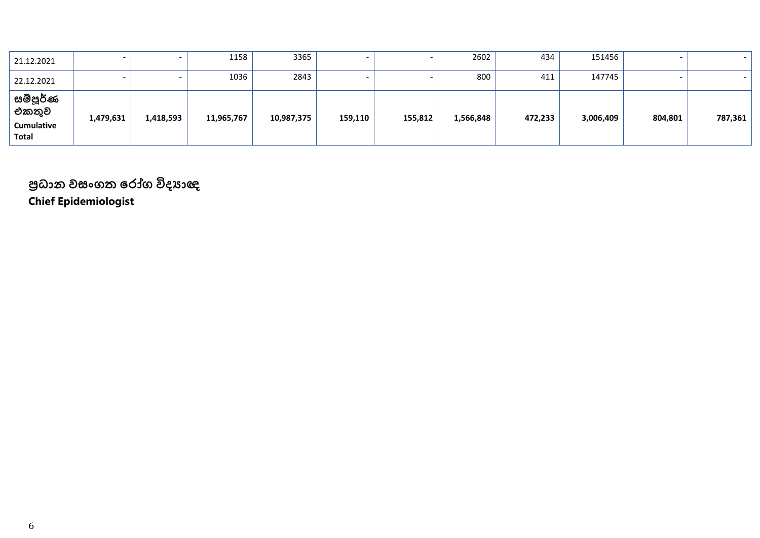| | | | | | | | | | | | |
|---|---|---|---|---|---|---|---|---|---|---|---|
| 21.12.2021 | - | - | 1158 | 3365 | - | - | 2602 | 434 | 151456 | - | - |
| 22.12.2021 | - | - | 1036 | 2843 | - | - | 800 | 411 | 147745 | - | - |
| **සම්පූර්ණ එකතුව Cumulative Total** | **1,479,631** | **1,418,593** | **11,965,767** | **10,987,375** | **159,110** | **155,812** | **1,566,848** | **472,233** | **3,006,409** | **804,801** | **787,361** |

**ප්‍රධාන වසංගත රෝග විද්‍යාඥ**
**Chief Epidemiologist**